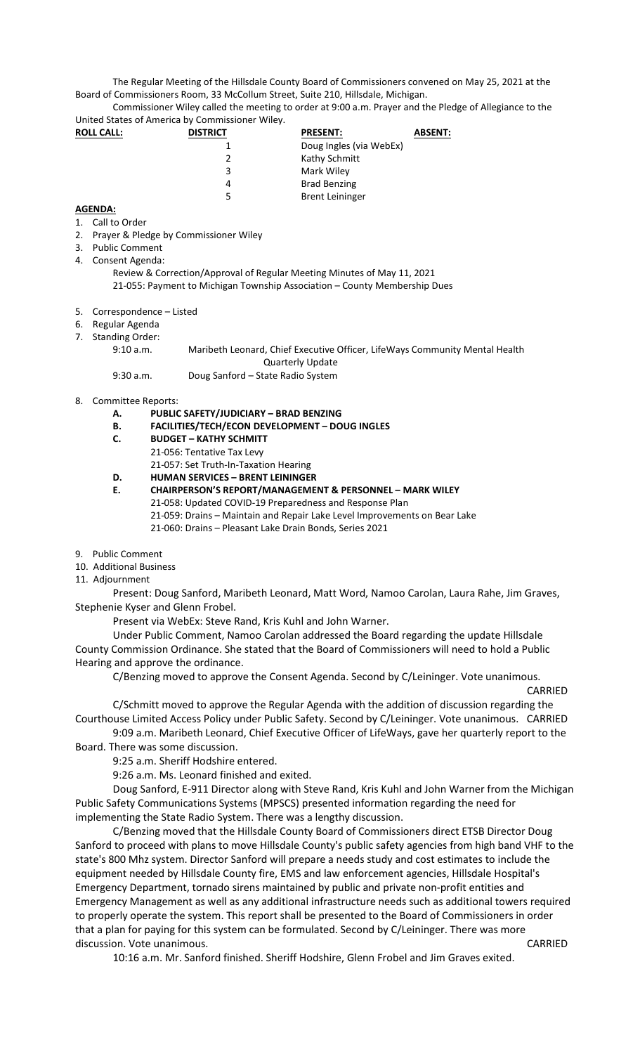The Regular Meeting of the Hillsdale County Board of Commissioners convened on May 25, 2021 at the Board of Commissioners Room, 33 McCollum Street, Suite 210, Hillsdale, Michigan.

Commissioner Wiley called the meeting to order at 9:00 a.m. Prayer and the Pledge of Allegiance to the United States of America by Commissioner Wiley.

| **ROLL CALL:** | **DISTRICT** | **PRESENT:** | **ABSENT:** |
|---|---|---|---|
| | 1 | Doug Ingles (via WebEx) | |
| | 2 | Kathy Schmitt | |
| | 3 | Mark Wiley | |
| | 4 | Brad Benzing | |
| | 5 | Brent Leininger | |

**AGENDA:**

1. Call to Order
2. Prayer & Pledge by Commissioner Wiley
3. Public Comment
4. Consent Agenda:
   Review & Correction/Approval of Regular Meeting Minutes of May 11, 2021
   21-055: Payment to Michigan Township Association – County Membership Dues
5. Correspondence – Listed
6. Regular Agenda
7. Standing Order:
   9:10 a.m. Maribeth Leonard, Chief Executive Officer, LifeWays Community Mental Health Quarterly Update
   9:30 a.m. Doug Sanford – State Radio System
8. Committee Reports:
   - **A. PUBLIC SAFETY/JUDICIARY – BRAD BENZING**
   - **B. FACILITIES/TECH/ECON DEVELOPMENT – DOUG INGLES**
   - **C. BUDGET – KATHY SCHMITT**
     21-056: Tentative Tax Levy
     21-057: Set Truth-In-Taxation Hearing
   - **D. HUMAN SERVICES – BRENT LEININGER**
   - **E. CHAIRPERSON'S REPORT/MANAGEMENT & PERSONNEL – MARK WILEY**
     21-058: Updated COVID-19 Preparedness and Response Plan
     21-059: Drains – Maintain and Repair Lake Level Improvements on Bear Lake
     21-060: Drains – Pleasant Lake Drain Bonds, Series 2021
9. Public Comment
10. Additional Business
11. Adjournment

Present: Doug Sanford, Maribeth Leonard, Matt Word, Namoo Carolan, Laura Rahe, Jim Graves, Stephenie Kyser and Glenn Frobel.

Present via WebEx: Steve Rand, Kris Kuhl and John Warner.

Under Public Comment, Namoo Carolan addressed the Board regarding the update Hillsdale County Commission Ordinance. She stated that the Board of Commissioners will need to hold a Public Hearing and approve the ordinance.

C/Benzing moved to approve the Consent Agenda. Second by C/Leininger. Vote unanimous. CARRIED

C/Schmitt moved to approve the Regular Agenda with the addition of discussion regarding the Courthouse Limited Access Policy under Public Safety. Second by C/Leininger. Vote unanimous. CARRIED

9:09 a.m. Maribeth Leonard, Chief Executive Officer of LifeWays, gave her quarterly report to the Board. There was some discussion.

9:25 a.m. Sheriff Hodshire entered.

9:26 a.m. Ms. Leonard finished and exited.

Doug Sanford, E-911 Director along with Steve Rand, Kris Kuhl and John Warner from the Michigan Public Safety Communications Systems (MPSCS) presented information regarding the need for implementing the State Radio System. There was a lengthy discussion.

C/Benzing moved that the Hillsdale County Board of Commissioners direct ETSB Director Doug Sanford to proceed with plans to move Hillsdale County's public safety agencies from high band VHF to the state's 800 Mhz system. Director Sanford will prepare a needs study and cost estimates to include the equipment needed by Hillsdale County fire, EMS and law enforcement agencies, Hillsdale Hospital's Emergency Department, tornado sirens maintained by public and private non-profit entities and Emergency Management as well as any additional infrastructure needs such as additional towers required to properly operate the system. This report shall be presented to the Board of Commissioners in order that a plan for paying for this system can be formulated. Second by C/Leininger. There was more discussion. Vote unanimous. CARRIED

10:16 a.m. Mr. Sanford finished. Sheriff Hodshire, Glenn Frobel and Jim Graves exited.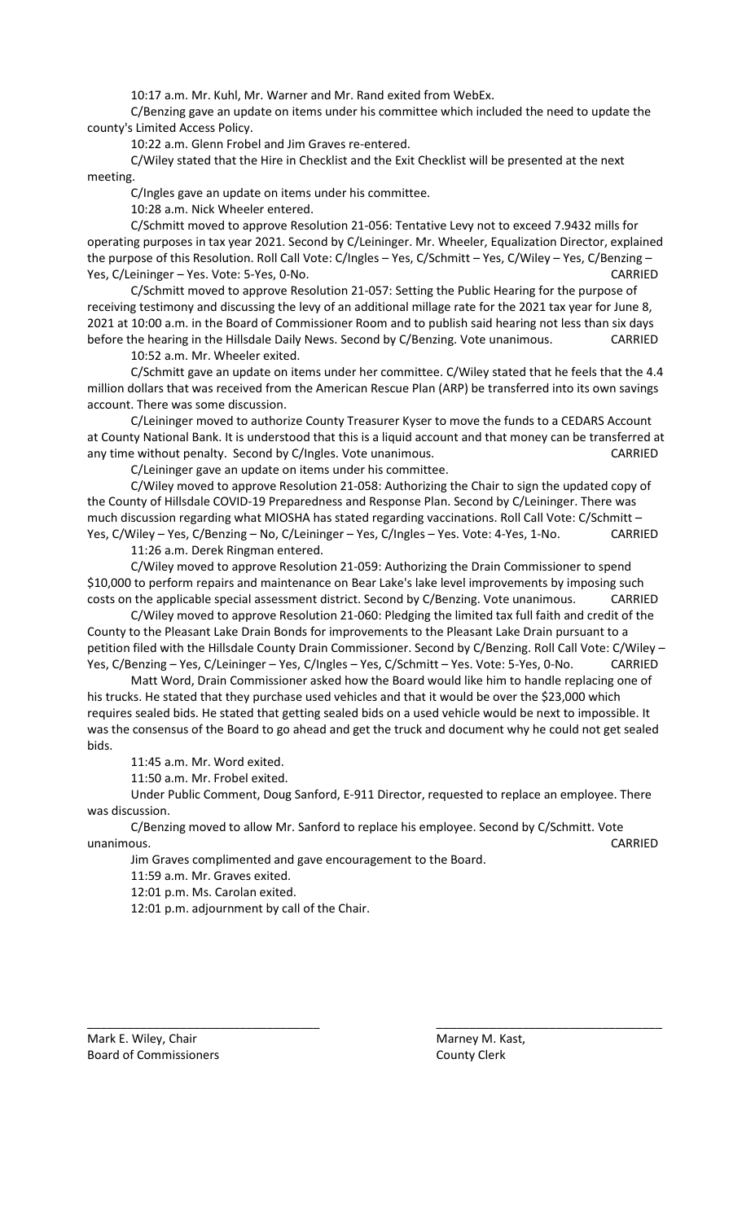10:17 a.m. Mr. Kuhl, Mr. Warner and Mr. Rand exited from WebEx.

C/Benzing gave an update on items under his committee which included the need to update the county's Limited Access Policy.

10:22 a.m. Glenn Frobel and Jim Graves re-entered.

C/Wiley stated that the Hire in Checklist and the Exit Checklist will be presented at the next meeting.

C/Ingles gave an update on items under his committee.

10:28 a.m. Nick Wheeler entered.

C/Schmitt moved to approve Resolution 21-056: Tentative Levy not to exceed 7.9432 mills for operating purposes in tax year 2021. Second by C/Leininger. Mr. Wheeler, Equalization Director, explained the purpose of this Resolution. Roll Call Vote: C/Ingles – Yes, C/Schmitt – Yes, C/Wiley – Yes, C/Benzing – Yes, C/Leininger – Yes. Vote: 5-Yes, 0-No. CARRIED

C/Schmitt moved to approve Resolution 21-057: Setting the Public Hearing for the purpose of receiving testimony and discussing the levy of an additional millage rate for the 2021 tax year for June 8, 2021 at 10:00 a.m. in the Board of Commissioner Room and to publish said hearing not less than six days before the hearing in the Hillsdale Daily News. Second by C/Benzing. Vote unanimous. CARRIED

10:52 a.m. Mr. Wheeler exited.

C/Schmitt gave an update on items under her committee. C/Wiley stated that he feels that the 4.4 million dollars that was received from the American Rescue Plan (ARP) be transferred into its own savings account. There was some discussion.

C/Leininger moved to authorize County Treasurer Kyser to move the funds to a CEDARS Account at County National Bank. It is understood that this is a liquid account and that money can be transferred at any time without penalty. Second by C/Ingles. Vote unanimous. CARRIED

C/Leininger gave an update on items under his committee.

C/Wiley moved to approve Resolution 21-058: Authorizing the Chair to sign the updated copy of the County of Hillsdale COVID-19 Preparedness and Response Plan. Second by C/Leininger. There was much discussion regarding what MIOSHA has stated regarding vaccinations. Roll Call Vote: C/Schmitt – Yes, C/Wiley – Yes, C/Benzing – No, C/Leininger – Yes, C/Ingles – Yes. Vote: 4-Yes, 1-No. CARRIED

11:26 a.m. Derek Ringman entered.

C/Wiley moved to approve Resolution 21-059: Authorizing the Drain Commissioner to spend \$10,000 to perform repairs and maintenance on Bear Lake's lake level improvements by imposing such costs on the applicable special assessment district. Second by C/Benzing. Vote unanimous. CARRIED

C/Wiley moved to approve Resolution 21-060: Pledging the limited tax full faith and credit of the County to the Pleasant Lake Drain Bonds for improvements to the Pleasant Lake Drain pursuant to a petition filed with the Hillsdale County Drain Commissioner. Second by C/Benzing. Roll Call Vote: C/Wiley – Yes, C/Benzing – Yes, C/Leininger – Yes, C/Ingles – Yes, C/Schmitt – Yes. Vote: 5-Yes, 0-No. CARRIED

Matt Word, Drain Commissioner asked how the Board would like him to handle replacing one of his trucks. He stated that they purchase used vehicles and that it would be over the \$23,000 which requires sealed bids. He stated that getting sealed bids on a used vehicle would be next to impossible. It was the consensus of the Board to go ahead and get the truck and document why he could not get sealed bids.

11:45 a.m. Mr. Word exited.

11:50 a.m. Mr. Frobel exited.

Under Public Comment, Doug Sanford, E-911 Director, requested to replace an employee. There was discussion.

C/Benzing moved to allow Mr. Sanford to replace his employee. Second by C/Schmitt. Vote unanimous. CARRIED

Jim Graves complimented and gave encouragement to the Board.

11:59 a.m. Mr. Graves exited.

12:01 p.m. Ms. Carolan exited.

12:01 p.m. adjournment by call of the Chair.

\_\_\_\_\_\_\_\_\_\_\_\_\_\_\_\_\_\_\_\_\_\_\_\_\_\_\_\_\_\_\_\_\_\_\_\_

Mark E. Wiley, Chair
Board of Commissioners

\_\_\_\_\_\_\_\_\_\_\_\_\_\_\_\_\_\_\_\_\_\_\_\_\_\_\_\_\_\_\_\_\_\_\_\_

Marney M. Kast,
County Clerk